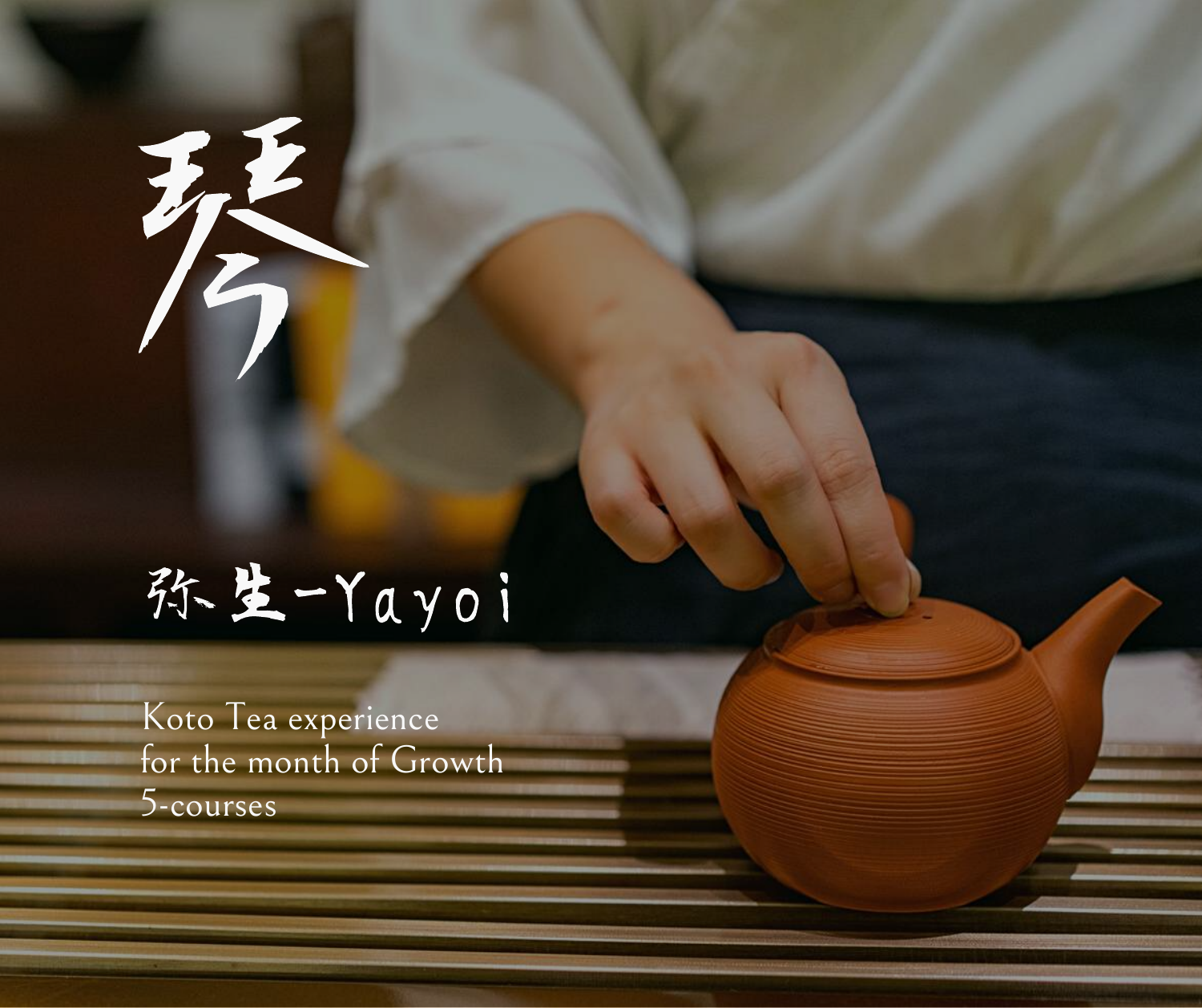# 琴

## 弥生-Yayoi

Koto Tea experience
for the month of Growth
5-courses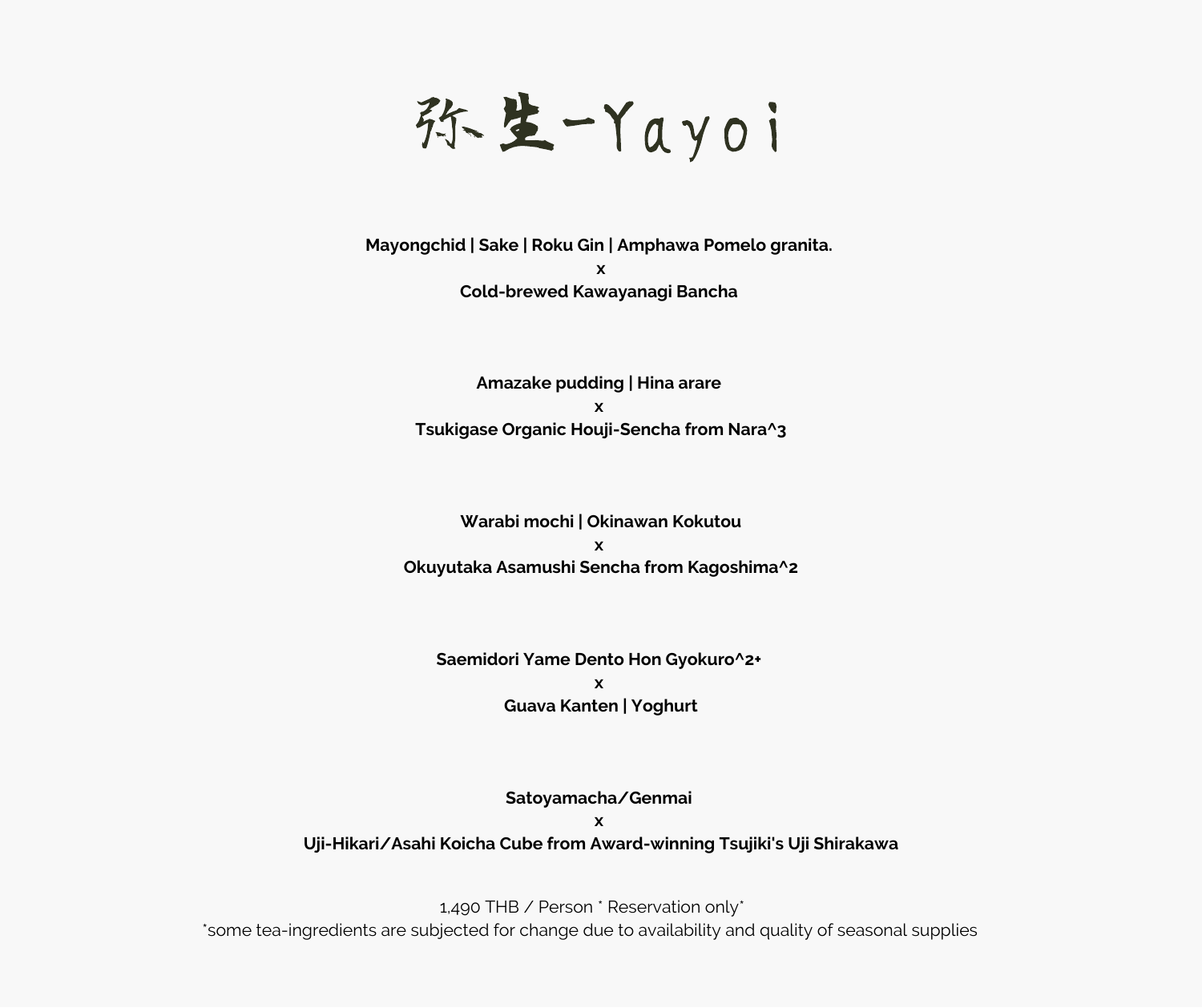# 弥生-Yayoi

**Mayongchid | Sake | Roku Gin | Amphawa Pomelo granita.**
**x**
**Cold-brewed Kawayanagi Bancha**

**Amazake pudding | Hina arare**
**x**
**Tsukigase Organic Houji-Sencha from Nara^3**

**Warabi mochi | Okinawan Kokutou**
**x**
**Okuyutaka Asamushi Sencha from Kagoshima^2**

**Saemidori Yame Dento Hon Gyokuro^2+**
**x**
**Guava Kanten | Yoghurt**

**Satoyamacha/Genmai**
**x**
**Uji-Hikari/Asahi Koicha Cube from Award-winning Tsujiki's Uji Shirakawa**

1,490 THB / Person * Reservation only*
*some tea-ingredients are subjected for change due to availability and quality of seasonal supplies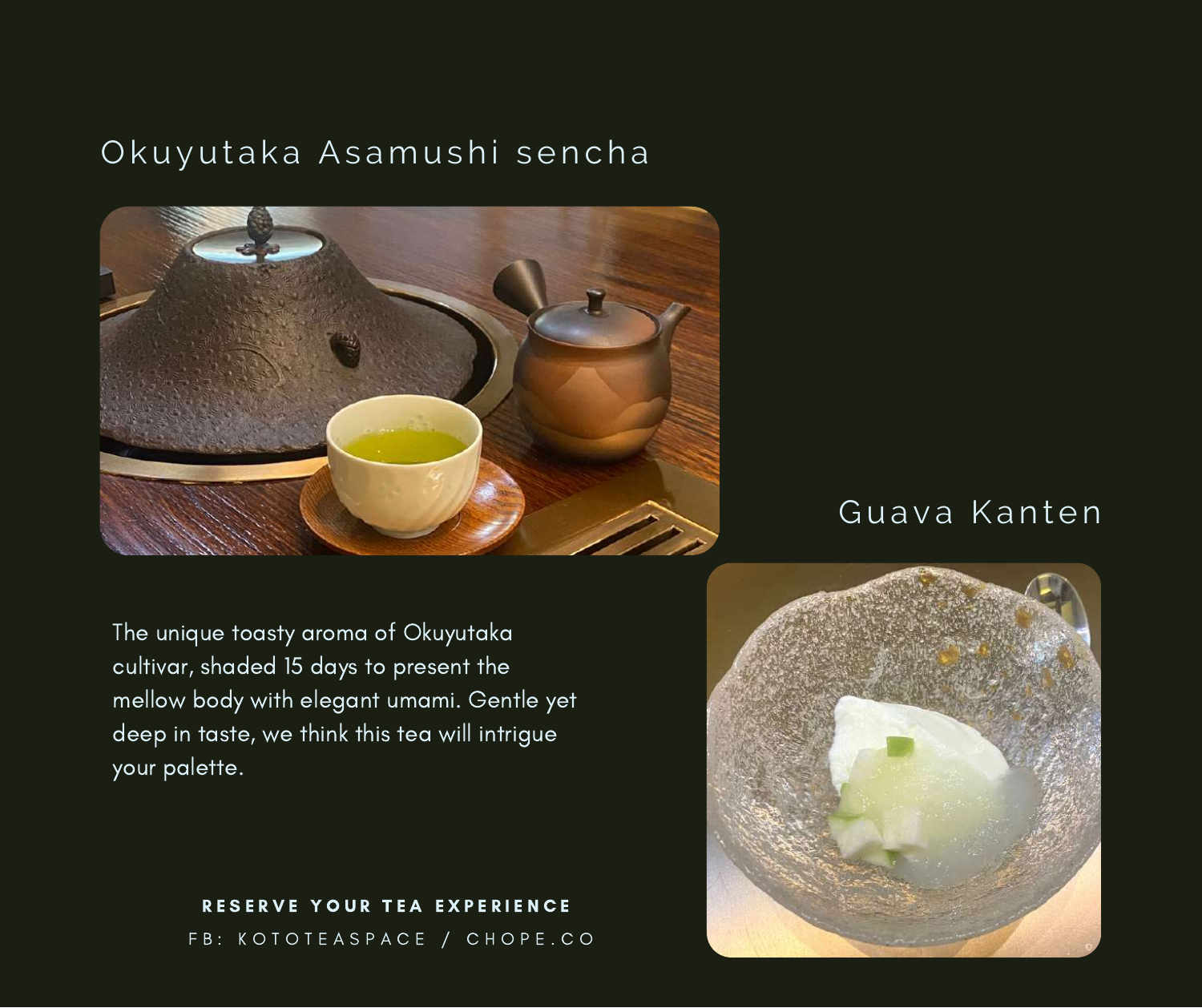## Okuyutaka Asamushi sencha

## Guava Kanten

The unique toasty aroma of Okuyutaka cultivar, shaded 15 days to present the mellow body with elegant umami. Gentle yet deep in taste, we think this tea will intrigue your palette.

**RESERVE YOUR TEA EXPERIENCE**

FB: KOTOTEASPACE / CHOPE.CO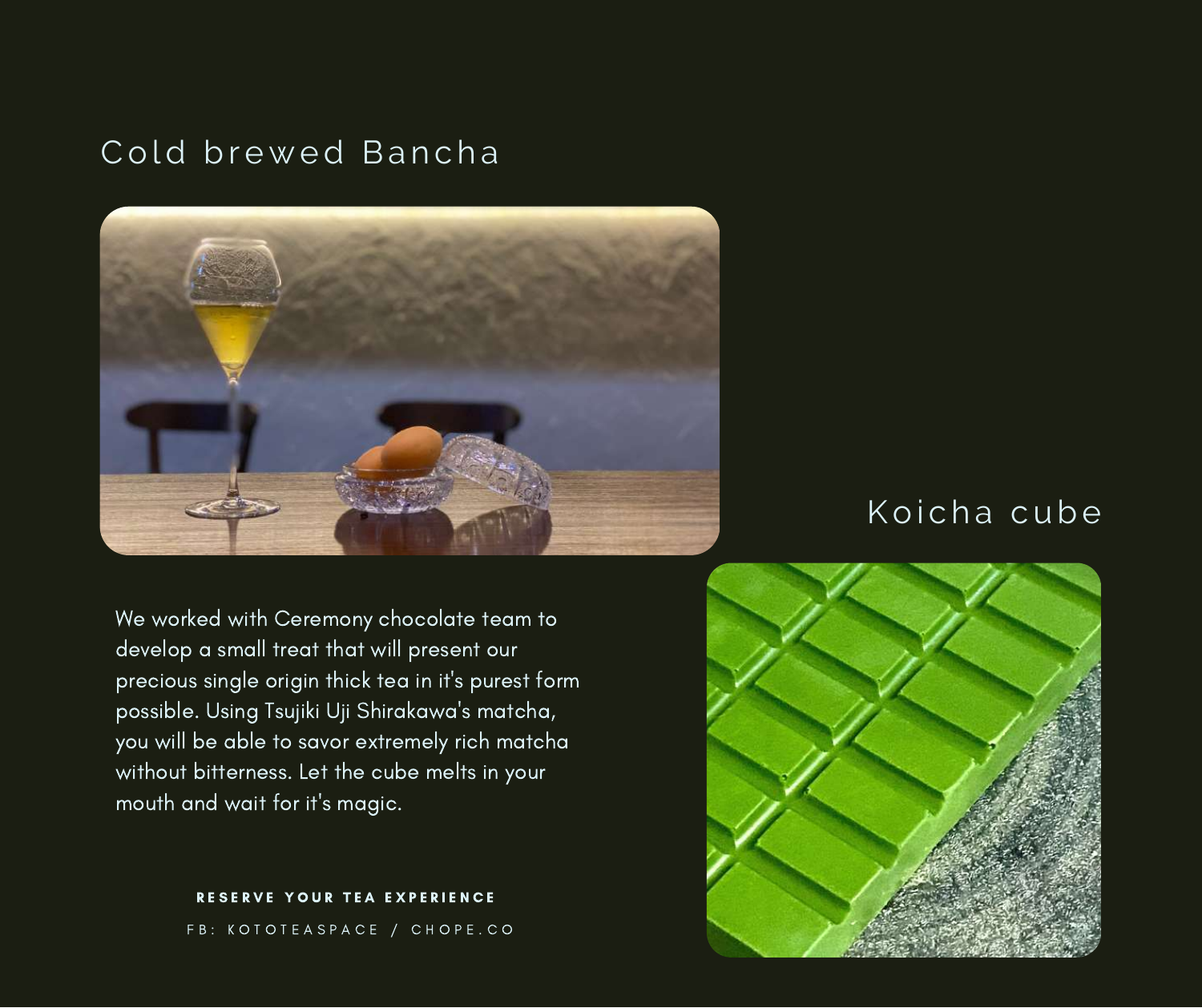## Cold brewed Bancha

## Koicha cube

We worked with Ceremony chocolate team to develop a small treat that will present our precious single origin thick tea in it's purest form possible. Using Tsujiki Uji Shirakawa's matcha, you will be able to savor extremely rich matcha without bitterness. Let the cube melts in your mouth and wait for it's magic.

**RESERVE YOUR TEA EXPERIENCE**

FB: KOTOTEASPACE / CHOPE.CO